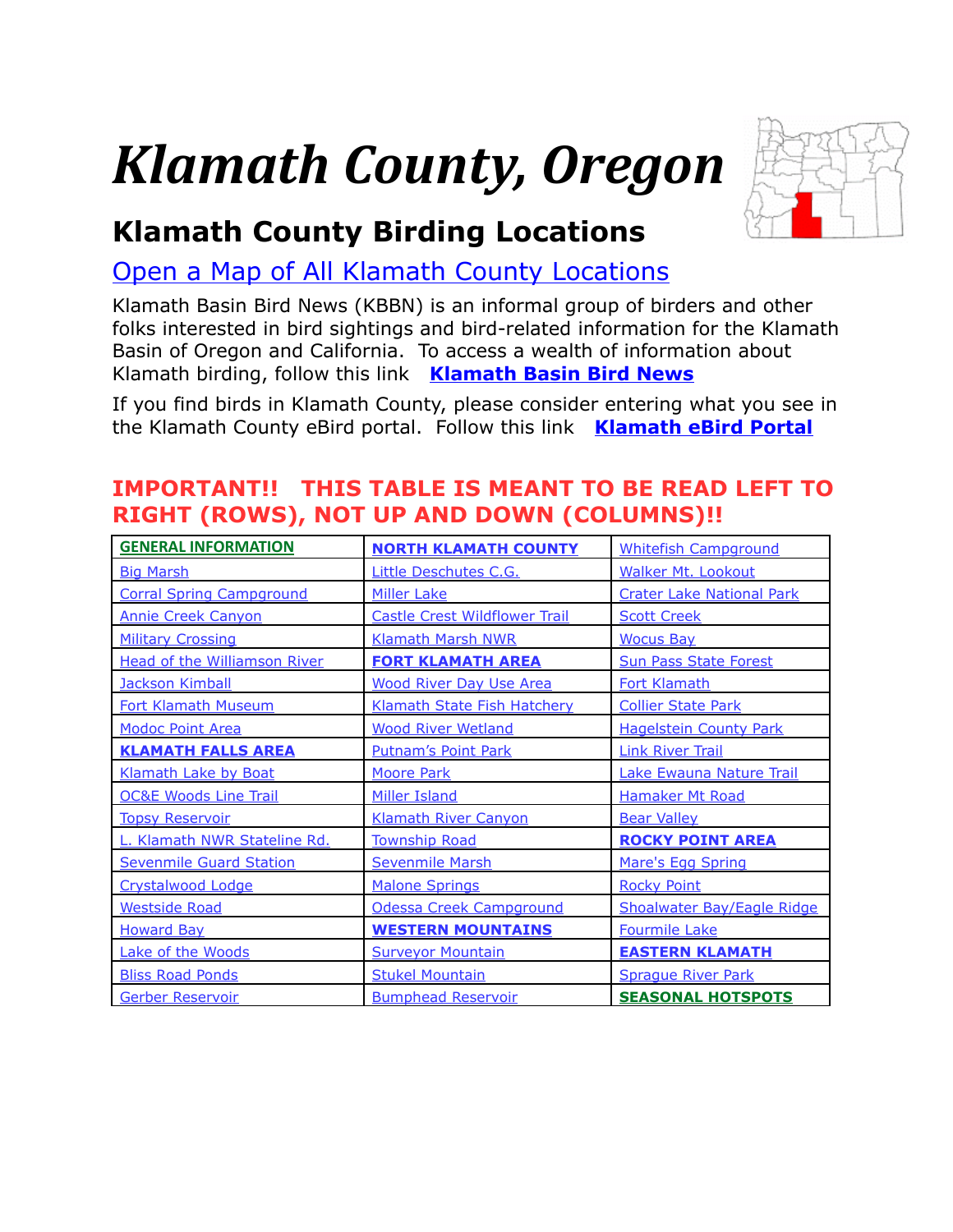# *Klamath County, Oregon*

## Klamath County Birding Locations

### Open a Map of All Klamath County Locations

Klamath Basin Bird News (KBBN) is an informal group of birders and other folks interested in bird sightings and bird-related information for the Klamath Basin of Oregon and California. To access a wealth of information about Klamath birding, follow this link **Klamath Basin Bird News**

If you find birds in Klamath County, please consider entering what you see in the Klamath County eBird portal. Follow this link **Klamath eBird Portal**

### IMPORTANT!! THIS TABLE IS MEANT TO BE READ LEFT TO RIGHT (ROWS), NOT UP AND DOWN (COLUMNS)!!

| | | |
|---|---|---|
| **GENERAL INFORMATION** | **NORTH KLAMATH COUNTY** | Whitefish Campground |
| Big Marsh | Little Deschutes C.G. | Walker Mt. Lookout |
| Corral Spring Campground | Miller Lake | Crater Lake National Park |
| Annie Creek Canyon | Castle Crest Wildflower Trail | Scott Creek |
| Military Crossing | Klamath Marsh NWR | Wocus Bay |
| Head of the Williamson River | **FORT KLAMATH AREA** | Sun Pass State Forest |
| Jackson Kimball | Wood River Day Use Area | Fort Klamath |
| Fort Klamath Museum | Klamath State Fish Hatchery | Collier State Park |
| Modoc Point Area | Wood River Wetland | Hagelstein County Park |
| **KLAMATH FALLS AREA** | Putnam's Point Park | Link River Trail |
| Klamath Lake by Boat | Moore Park | Lake Ewauna Nature Trail |
| OC&E Woods Line Trail | Miller Island | Hamaker Mt Road |
| Topsy Reservoir | Klamath River Canyon | Bear Valley |
| L. Klamath NWR Stateline Rd. | Township Road | **ROCKY POINT AREA** |
| Sevenmile Guard Station | Sevenmile Marsh | Mare's Egg Spring |
| Crystalwood Lodge | Malone Springs | Rocky Point |
| Westside Road | Odessa Creek Campground | Shoalwater Bay/Eagle Ridge |
| Howard Bay | **WESTERN MOUNTAINS** | Fourmile Lake |
| Lake of the Woods | Surveyor Mountain | **EASTERN KLAMATH** |
| Bliss Road Ponds | Stukel Mountain | Sprague River Park |
| Gerber Reservoir | Bumphead Reservoir | **SEASONAL HOTSPOTS** |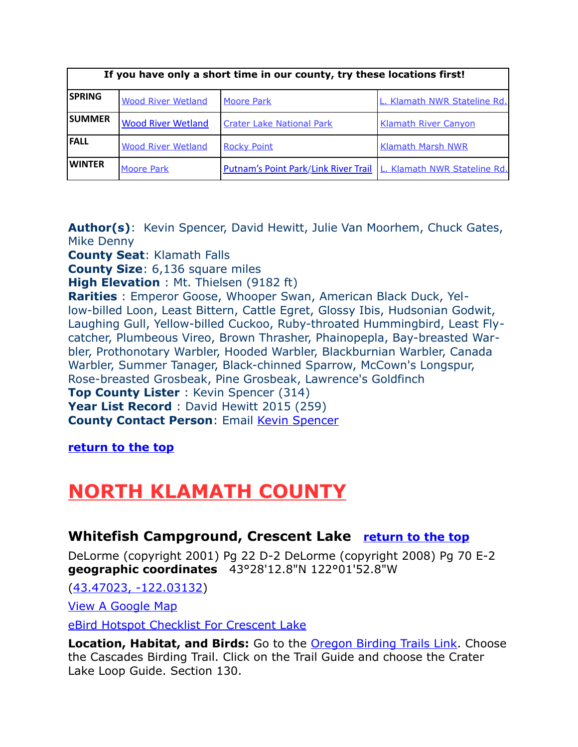| If you have only a short time in our county, try these locations first! | | | |
|---|---|---|---|
| **SPRING** | Wood River Wetland | Moore Park | L. Klamath NWR Stateline Rd. |
| **SUMMER** | Wood River Wetland | Crater Lake National Park | Klamath River Canyon |
| **FALL** | Wood River Wetland | Rocky Point | Klamath Marsh NWR |
| **WINTER** | Moore Park | Putnam's Point Park/Link River Trail | L. Klamath NWR Stateline Rd. |

**Author(s)**: Kevin Spencer, David Hewitt, Julie Van Moorhem, Chuck Gates, Mike Denny
**County Seat**: Klamath Falls
**County Size**: 6,136 square miles
**High Elevation** : Mt. Thielsen (9182 ft)
**Rarities** : Emperor Goose, Whooper Swan, American Black Duck, Yellow-billed Loon, Least Bittern, Cattle Egret, Glossy Ibis, Hudsonian Godwit, Laughing Gull, Yellow-billed Cuckoo, Ruby-throated Hummingbird, Least Flycatcher, Plumbeous Vireo, Brown Thrasher, Phainopepla, Bay-breasted Warbler, Prothonotary Warbler, Hooded Warbler, Blackburnian Warbler, Canada Warbler, Summer Tanager, Black-chinned Sparrow, McCown's Longspur, Rose-breasted Grosbeak, Pine Grosbeak, Lawrence's Goldfinch
**Top County Lister** : Kevin Spencer (314)
**Year List Record** : David Hewitt 2015 (259)
**County Contact Person**: Email Kevin Spencer

**return to the top**

# NORTH KLAMATH COUNTY

### Whitefish Campground, Crescent Lake **return to the top**

DeLorme (copyright 2001) Pg 22 D-2 DeLorme (copyright 2008) Pg 70 E-2
**geographic coordinates** 43°28'12.8"N 122°01'52.8"W

(43.47023, -122.03132)

View A Google Map

eBird Hotspot Checklist For Crescent Lake

**Location, Habitat, and Birds:** Go to the Oregon Birding Trails Link. Choose the Cascades Birding Trail. Click on the Trail Guide and choose the Crater Lake Loop Guide. Section 130.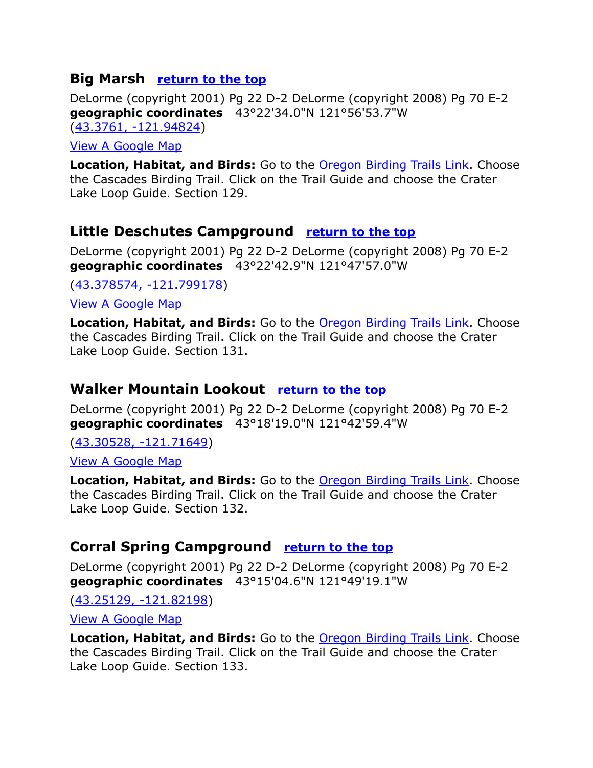## Big Marsh [return to the top]

DeLorme (copyright 2001) Pg 22 D-2 DeLorme (copyright 2008) Pg 70 E-2
**geographic coordinates** 43°22'34.0"N 121°56'53.7"W
(43.3761, -121.94824)

View A Google Map

**Location, Habitat, and Birds:** Go to the Oregon Birding Trails Link. Choose the Cascades Birding Trail. Click on the Trail Guide and choose the Crater Lake Loop Guide. Section 129.

## Little Deschutes Campground [return to the top]

DeLorme (copyright 2001) Pg 22 D-2 DeLorme (copyright 2008) Pg 70 E-2
**geographic coordinates** 43°22'42.9"N 121°47'57.0"W

(43.378574, -121.799178)

View A Google Map

**Location, Habitat, and Birds:** Go to the Oregon Birding Trails Link. Choose the Cascades Birding Trail. Click on the Trail Guide and choose the Crater Lake Loop Guide. Section 131.

## Walker Mountain Lookout [return to the top]

DeLorme (copyright 2001) Pg 22 D-2 DeLorme (copyright 2008) Pg 70 E-2
**geographic coordinates** 43°18'19.0"N 121°42'59.4"W

(43.30528, -121.71649)

View A Google Map

**Location, Habitat, and Birds:** Go to the Oregon Birding Trails Link. Choose the Cascades Birding Trail. Click on the Trail Guide and choose the Crater Lake Loop Guide. Section 132.

## Corral Spring Campground [return to the top]

DeLorme (copyright 2001) Pg 22 D-2 DeLorme (copyright 2008) Pg 70 E-2
**geographic coordinates** 43°15'04.6"N 121°49'19.1"W

(43.25129, -121.82198)

View A Google Map

**Location, Habitat, and Birds:** Go to the Oregon Birding Trails Link. Choose the Cascades Birding Trail. Click on the Trail Guide and choose the Crater Lake Loop Guide. Section 133.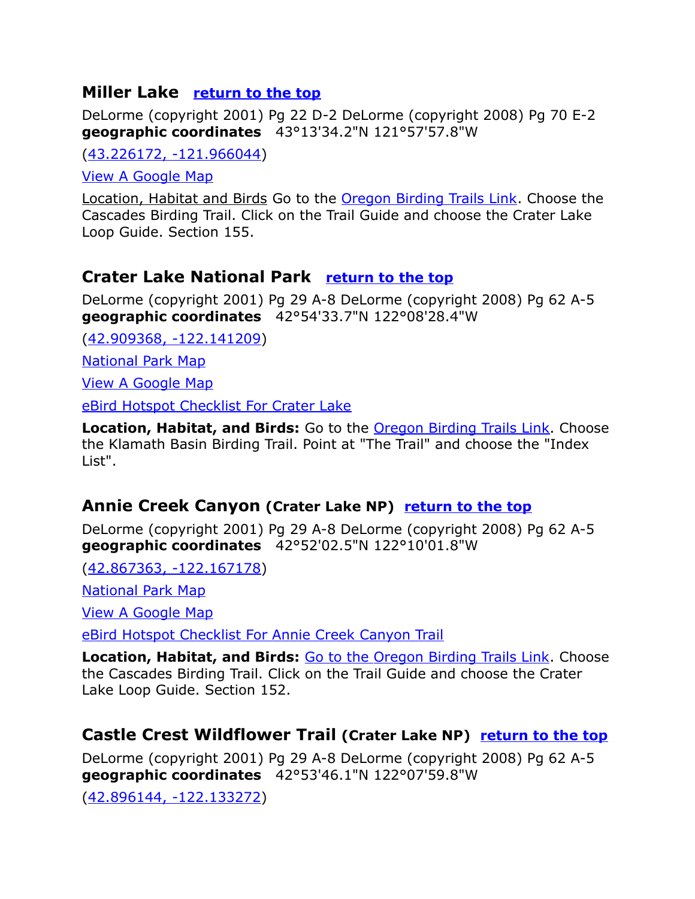## Miller Lake [return to the top]

DeLorme (copyright 2001) Pg 22 D-2 DeLorme (copyright 2008) Pg 70 E-2
**geographic coordinates** 43°13'34.2"N 121°57'57.8"W

(43.226172, -121.966044)

View A Google Map

Location, Habitat and Birds Go to the Oregon Birding Trails Link. Choose the Cascades Birding Trail. Click on the Trail Guide and choose the Crater Lake Loop Guide. Section 155.

## Crater Lake National Park [return to the top]

DeLorme (copyright 2001) Pg 29 A-8 DeLorme (copyright 2008) Pg 62 A-5
**geographic coordinates** 42°54'33.7"N 122°08'28.4"W

(42.909368, -122.141209)

National Park Map

View A Google Map

eBird Hotspot Checklist For Crater Lake

**Location, Habitat, and Birds:** Go to the Oregon Birding Trails Link. Choose the Klamath Basin Birding Trail. Point at "The Trail" and choose the "Index List".

## Annie Creek Canyon (Crater Lake NP) [return to the top]

DeLorme (copyright 2001) Pg 29 A-8 DeLorme (copyright 2008) Pg 62 A-5
**geographic coordinates** 42°52'02.5"N 122°10'01.8"W

(42.867363, -122.167178)

National Park Map

View A Google Map

eBird Hotspot Checklist For Annie Creek Canyon Trail

**Location, Habitat, and Birds:** Go to the Oregon Birding Trails Link. Choose the Cascades Birding Trail. Click on the Trail Guide and choose the Crater Lake Loop Guide. Section 152.

## Castle Crest Wildflower Trail (Crater Lake NP) [return to the top]

DeLorme (copyright 2001) Pg 29 A-8 DeLorme (copyright 2008) Pg 62 A-5
**geographic coordinates** 42°53'46.1"N 122°07'59.8"W

(42.896144, -122.133272)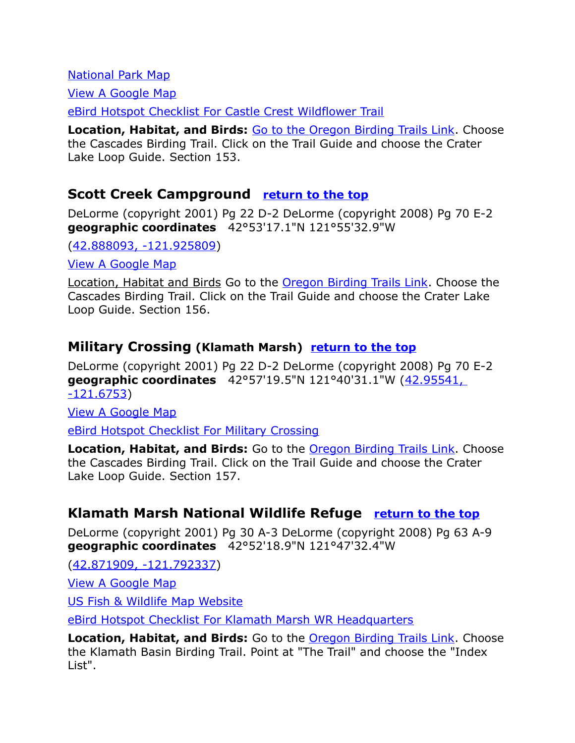National Park Map

View A Google Map

eBird Hotspot Checklist For Castle Crest Wildflower Trail

**Location, Habitat, and Birds:** Go to the Oregon Birding Trails Link. Choose the Cascades Birding Trail. Click on the Trail Guide and choose the Crater Lake Loop Guide. Section 153.

### Scott Creek Campground **return to the top**

DeLorme (copyright 2001) Pg 22 D-2 DeLorme (copyright 2008) Pg 70 E-2 **geographic coordinates** 42°53'17.1"N 121°55'32.9"W

(42.888093, -121.925809)

View A Google Map

Location, Habitat and Birds Go to the Oregon Birding Trails Link. Choose the Cascades Birding Trail. Click on the Trail Guide and choose the Crater Lake Loop Guide. Section 156.

### Military Crossing (Klamath Marsh) **return to the top**

DeLorme (copyright 2001) Pg 22 D-2 DeLorme (copyright 2008) Pg 70 E-2 **geographic coordinates** 42°57'19.5"N 121°40'31.1"W (42.95541, -121.6753)

View A Google Map

eBird Hotspot Checklist For Military Crossing

**Location, Habitat, and Birds:** Go to the Oregon Birding Trails Link. Choose the Cascades Birding Trail. Click on the Trail Guide and choose the Crater Lake Loop Guide. Section 157.

### Klamath Marsh National Wildlife Refuge **return to the top**

DeLorme (copyright 2001) Pg 30 A-3 DeLorme (copyright 2008) Pg 63 A-9 **geographic coordinates** 42°52'18.9"N 121°47'32.4"W

(42.871909, -121.792337)

View A Google Map

US Fish & Wildlife Map Website

eBird Hotspot Checklist For Klamath Marsh WR Headquarters

**Location, Habitat, and Birds:** Go to the Oregon Birding Trails Link. Choose the Klamath Basin Birding Trail. Point at "The Trail" and choose the "Index List".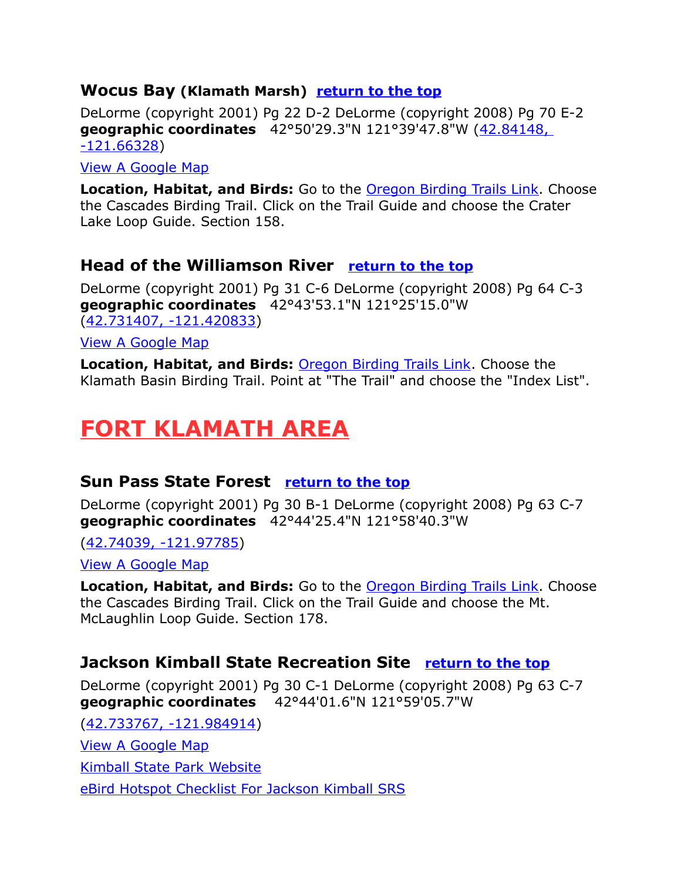### Wocus Bay (Klamath Marsh) return to the top

DeLorme (copyright 2001) Pg 22 D-2 DeLorme (copyright 2008) Pg 70 E-2
**geographic coordinates** 42°50'29.3"N 121°39'47.8"W (42.84148, -121.66328)

View A Google Map

**Location, Habitat, and Birds:** Go to the Oregon Birding Trails Link. Choose the Cascades Birding Trail. Click on the Trail Guide and choose the Crater Lake Loop Guide. Section 158.

### Head of the Williamson River return to the top

DeLorme (copyright 2001) Pg 31 C-6 DeLorme (copyright 2008) Pg 64 C-3
**geographic coordinates** 42°43'53.1"N 121°25'15.0"W (42.731407, -121.420833)

View A Google Map

**Location, Habitat, and Birds:** Oregon Birding Trails Link. Choose the Klamath Basin Birding Trail. Point at "The Trail" and choose the "Index List".

# FORT KLAMATH AREA

### Sun Pass State Forest return to the top

DeLorme (copyright 2001) Pg 30 B-1 DeLorme (copyright 2008) Pg 63 C-7
**geographic coordinates** 42°44'25.4"N 121°58'40.3"W

(42.74039, -121.97785)

View A Google Map

**Location, Habitat, and Birds:** Go to the Oregon Birding Trails Link. Choose the Cascades Birding Trail. Click on the Trail Guide and choose the Mt. McLaughlin Loop Guide. Section 178.

### Jackson Kimball State Recreation Site return to the top

DeLorme (copyright 2001) Pg 30 C-1 DeLorme (copyright 2008) Pg 63 C-7
**geographic coordinates** 42°44'01.6"N 121°59'05.7"W

(42.733767, -121.984914)

View A Google Map

Kimball State Park Website

eBird Hotspot Checklist For Jackson Kimball SRS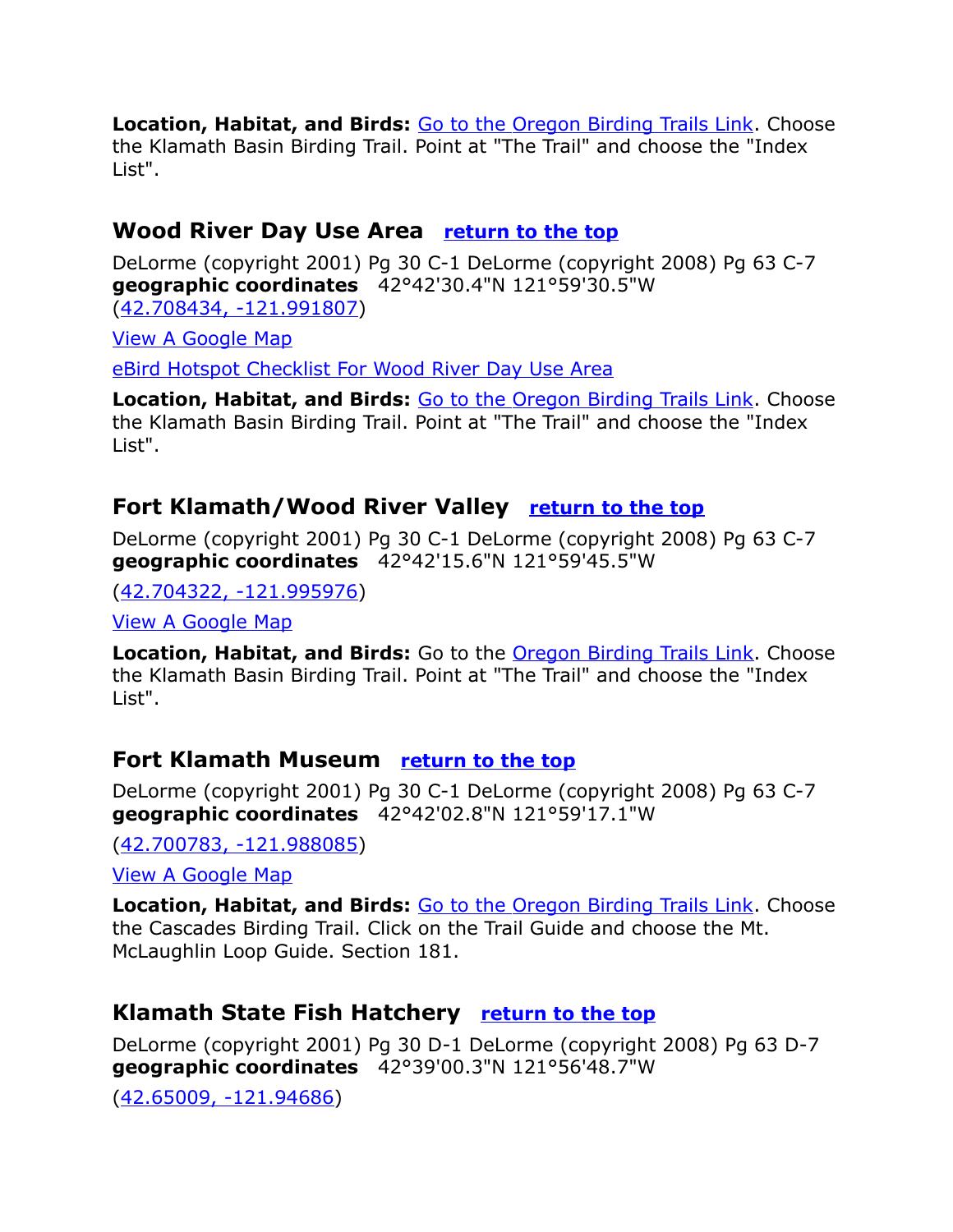**Location, Habitat, and Birds:** Go to the Oregon Birding Trails Link. Choose the Klamath Basin Birding Trail. Point at "The Trail" and choose the "Index List".

## Wood River Day Use Area   return to the top

DeLorme (copyright 2001) Pg 30 C-1 DeLorme (copyright 2008) Pg 63 C-7
**geographic coordinates**   42°42'30.4"N 121°59'30.5"W
(42.708434, -121.991807)

View A Google Map

eBird Hotspot Checklist For Wood River Day Use Area

**Location, Habitat, and Birds:** Go to the Oregon Birding Trails Link. Choose the Klamath Basin Birding Trail. Point at "The Trail" and choose the "Index List".

## Fort Klamath/Wood River Valley   return to the top

DeLorme (copyright 2001) Pg 30 C-1 DeLorme (copyright 2008) Pg 63 C-7
**geographic coordinates**   42°42'15.6"N 121°59'45.5"W

(42.704322, -121.995976)

View A Google Map

**Location, Habitat, and Birds:** Go to the Oregon Birding Trails Link. Choose the Klamath Basin Birding Trail. Point at "The Trail" and choose the "Index List".

## Fort Klamath Museum   return to the top

DeLorme (copyright 2001) Pg 30 C-1 DeLorme (copyright 2008) Pg 63 C-7
**geographic coordinates**   42°42'02.8"N 121°59'17.1"W

(42.700783, -121.988085)

View A Google Map

**Location, Habitat, and Birds:** Go to the Oregon Birding Trails Link. Choose the Cascades Birding Trail. Click on the Trail Guide and choose the Mt. McLaughlin Loop Guide. Section 181.

## Klamath State Fish Hatchery   return to the top

DeLorme (copyright 2001) Pg 30 D-1 DeLorme (copyright 2008) Pg 63 D-7
**geographic coordinates**   42°39'00.3"N 121°56'48.7"W

(42.65009, -121.94686)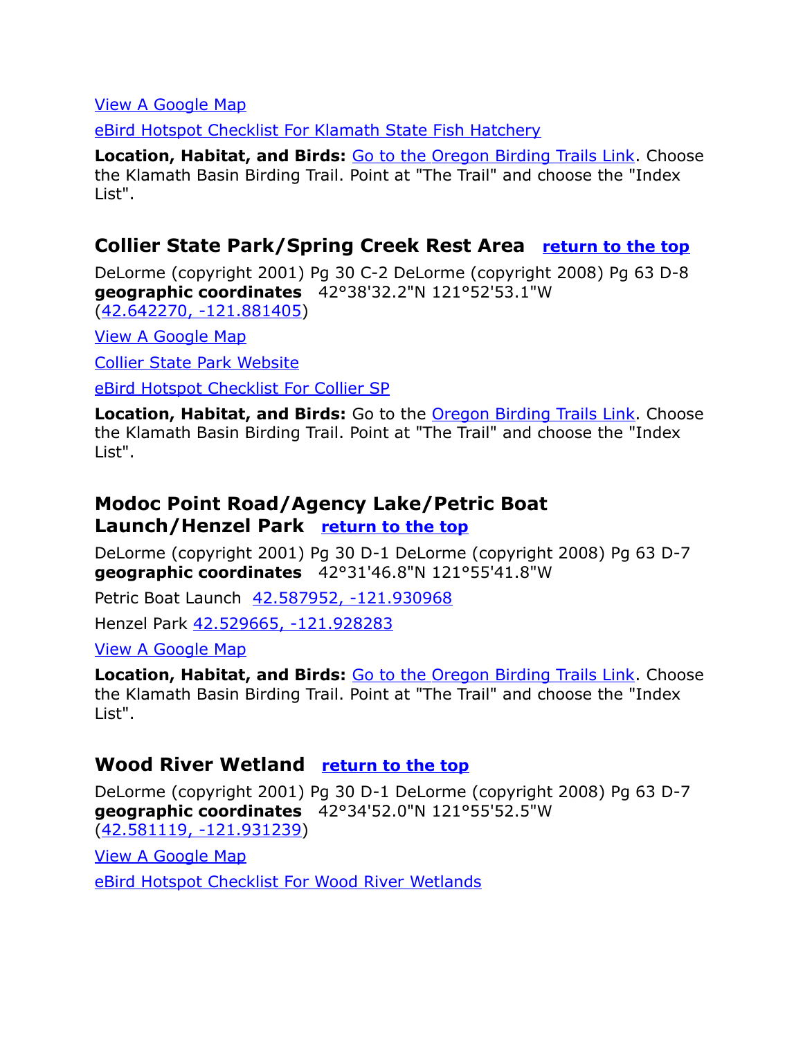[View A Google Map](#)

[eBird Hotspot Checklist For Klamath State Fish Hatchery](#)

**Location, Habitat, and Birds:** [Go to the Oregon Birding Trails Link](#). Choose the Klamath Basin Birding Trail. Point at "The Trail" and choose the "Index List".

## Collier State Park/Spring Creek Rest Area [return to the top](#)

DeLorme (copyright 2001) Pg 30 C-2 DeLorme (copyright 2008) Pg 63 D-8
**geographic coordinates** 42°38'32.2"N 121°52'53.1"W
([42.642270, -121.881405](#))

[View A Google Map](#)

[Collier State Park Website](#)

[eBird Hotspot Checklist For Collier SP](#)

**Location, Habitat, and Birds:** Go to the [Oregon Birding Trails Link](#). Choose the Klamath Basin Birding Trail. Point at "The Trail" and choose the "Index List".

## Modoc Point Road/Agency Lake/Petric Boat Launch/Henzel Park [return to the top](#)

DeLorme (copyright 2001) Pg 30 D-1 DeLorme (copyright 2008) Pg 63 D-7
**geographic coordinates** 42°31'46.8"N 121°55'41.8"W

Petric Boat Launch [42.587952, -121.930968](#)

Henzel Park [42.529665, -121.928283](#)

[View A Google Map](#)

**Location, Habitat, and Birds:** [Go to the Oregon Birding Trails Link](#). Choose the Klamath Basin Birding Trail. Point at "The Trail" and choose the "Index List".

## Wood River Wetland [return to the top](#)

DeLorme (copyright 2001) Pg 30 D-1 DeLorme (copyright 2008) Pg 63 D-7
**geographic coordinates** 42°34'52.0"N 121°55'52.5"W
([42.581119, -121.931239](#))

[View A Google Map](#)

[eBird Hotspot Checklist For Wood River Wetlands](#)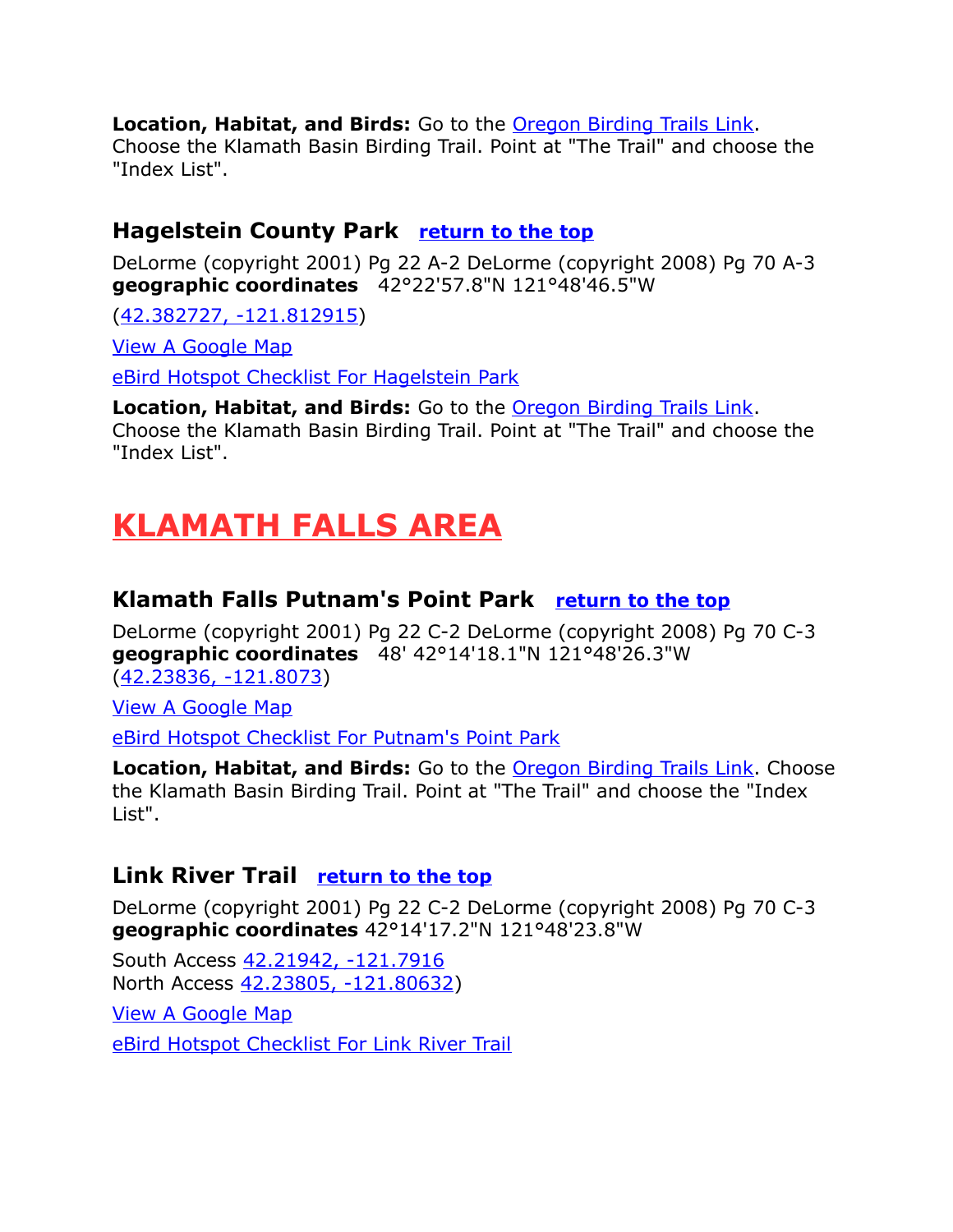**Location, Habitat, and Birds:** Go to the [Oregon Birding Trails Link](). Choose the Klamath Basin Birding Trail. Point at "The Trail" and choose the "Index List".

### Hagelstein County Park [return to the top]()

DeLorme (copyright 2001) Pg 22 A-2 DeLorme (copyright 2008) Pg 70 A-3
**geographic coordinates** 42°22'57.8"N 121°48'46.5"W

([42.382727, -121.812915]())

[View A Google Map]()

[eBird Hotspot Checklist For Hagelstein Park]()

**Location, Habitat, and Birds:** Go to the [Oregon Birding Trails Link](). Choose the Klamath Basin Birding Trail. Point at "The Trail" and choose the "Index List".

# KLAMATH FALLS AREA

### Klamath Falls Putnam's Point Park [return to the top]()

DeLorme (copyright 2001) Pg 22 C-2 DeLorme (copyright 2008) Pg 70 C-3
**geographic coordinates** 48' 42°14'18.1"N 121°48'26.3"W
([42.23836, -121.8073]())

[View A Google Map]()

[eBird Hotspot Checklist For Putnam's Point Park]()

**Location, Habitat, and Birds:** Go to the [Oregon Birding Trails Link](). Choose the Klamath Basin Birding Trail. Point at "The Trail" and choose the "Index List".

### Link River Trail [return to the top]()

DeLorme (copyright 2001) Pg 22 C-2 DeLorme (copyright 2008) Pg 70 C-3
**geographic coordinates** 42°14'17.2"N 121°48'23.8"W

South Access [42.21942, -121.7916]()
North Access [42.23805, -121.80632]())

[View A Google Map]()

[eBird Hotspot Checklist For Link River Trail]()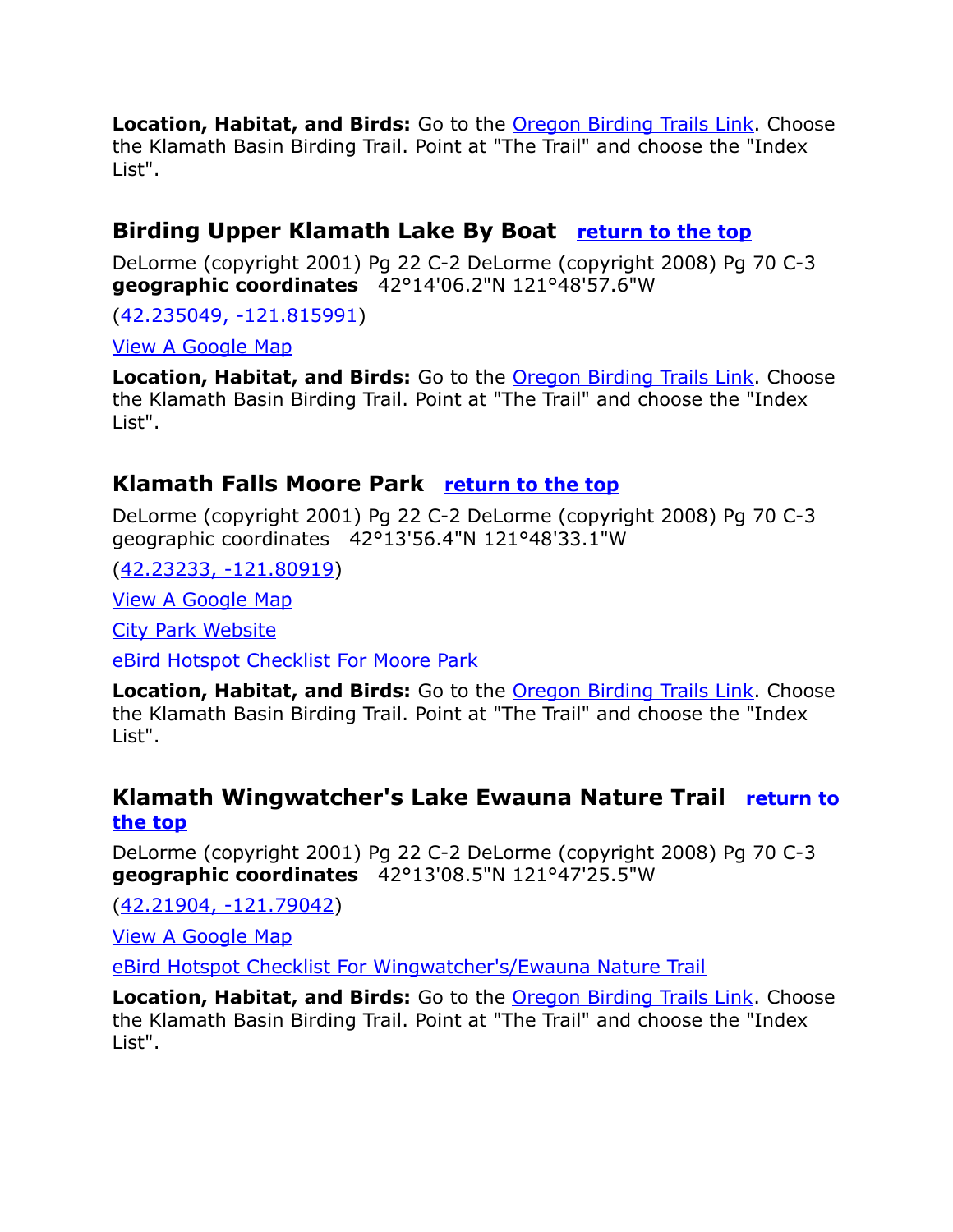**Location, Habitat, and Birds:** Go to the [Oregon Birding Trails Link](). Choose the Klamath Basin Birding Trail. Point at "The Trail" and choose the "Index List".

## Birding Upper Klamath Lake By Boat [return to the top]()

DeLorme (copyright 2001) Pg 22 C-2 DeLorme (copyright 2008) Pg 70 C-3
**geographic coordinates** 42°14'06.2"N 121°48'57.6"W

([42.235049, -121.815991]())

[View A Google Map]()

**Location, Habitat, and Birds:** Go to the [Oregon Birding Trails Link](). Choose the Klamath Basin Birding Trail. Point at "The Trail" and choose the "Index List".

## Klamath Falls Moore Park [return to the top]()

DeLorme (copyright 2001) Pg 22 C-2 DeLorme (copyright 2008) Pg 70 C-3
geographic coordinates 42°13'56.4"N 121°48'33.1"W

([42.23233, -121.80919]())

[View A Google Map]()

[City Park Website]()

[eBird Hotspot Checklist For Moore Park]()

**Location, Habitat, and Birds:** Go to the [Oregon Birding Trails Link](). Choose the Klamath Basin Birding Trail. Point at "The Trail" and choose the "Index List".

## Klamath Wingwatcher's Lake Ewauna Nature Trail [return to the top]()

DeLorme (copyright 2001) Pg 22 C-2 DeLorme (copyright 2008) Pg 70 C-3
**geographic coordinates** 42°13'08.5"N 121°47'25.5"W

([42.21904, -121.79042]())

[View A Google Map]()

[eBird Hotspot Checklist For Wingwatcher's/Ewauna Nature Trail]()

**Location, Habitat, and Birds:** Go to the [Oregon Birding Trails Link](). Choose the Klamath Basin Birding Trail. Point at "The Trail" and choose the "Index List".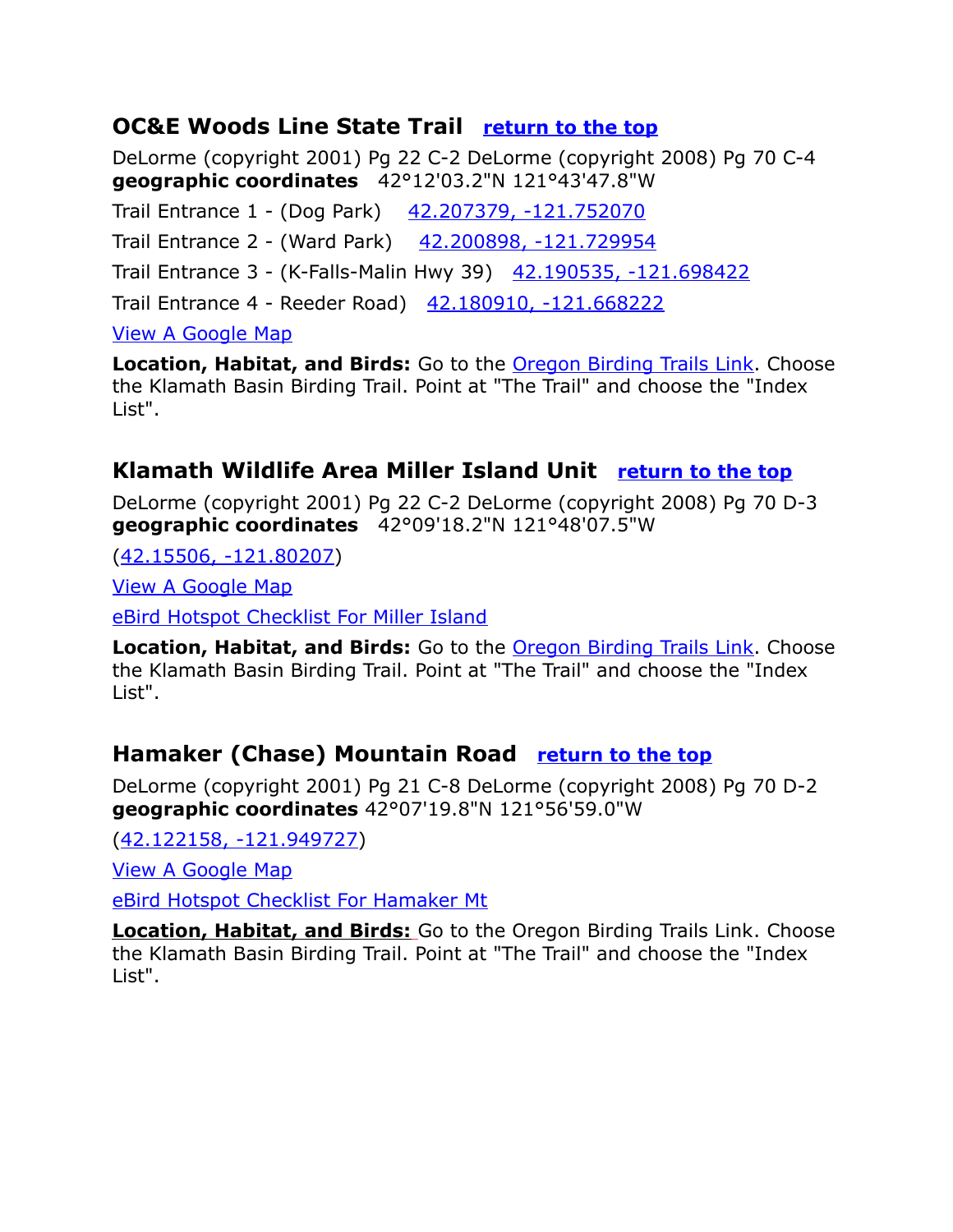## OC&E Woods Line State Trail   return to the top

DeLorme (copyright 2001) Pg 22 C-2 DeLorme (copyright 2008) Pg 70 C-4
**geographic coordinates**   42°12'03.2"N 121°43'47.8"W

Trail Entrance 1 - (Dog Park)   42.207379, -121.752070

Trail Entrance 2 - (Ward Park)   42.200898, -121.729954

Trail Entrance 3 - (K-Falls-Malin Hwy 39)   42.190535, -121.698422

Trail Entrance 4 - Reeder Road)   42.180910, -121.668222

View A Google Map

**Location, Habitat, and Birds:** Go to the Oregon Birding Trails Link. Choose the Klamath Basin Birding Trail. Point at "The Trail" and choose the "Index List".

## Klamath Wildlife Area Miller Island Unit   return to the top

DeLorme (copyright 2001) Pg 22 C-2 DeLorme (copyright 2008) Pg 70 D-3
**geographic coordinates**   42°09'18.2"N 121°48'07.5"W

(42.15506, -121.80207)

View A Google Map

eBird Hotspot Checklist For Miller Island

**Location, Habitat, and Birds:** Go to the Oregon Birding Trails Link. Choose the Klamath Basin Birding Trail. Point at "The Trail" and choose the "Index List".

## Hamaker (Chase) Mountain Road   return to the top

DeLorme (copyright 2001) Pg 21 C-8 DeLorme (copyright 2008) Pg 70 D-2
**geographic coordinates** 42°07'19.8"N 121°56'59.0"W

(42.122158, -121.949727)

View A Google Map

eBird Hotspot Checklist For Hamaker Mt

**Location, Habitat, and Birds:** Go to the Oregon Birding Trails Link. Choose the Klamath Basin Birding Trail. Point at "The Trail" and choose the "Index List".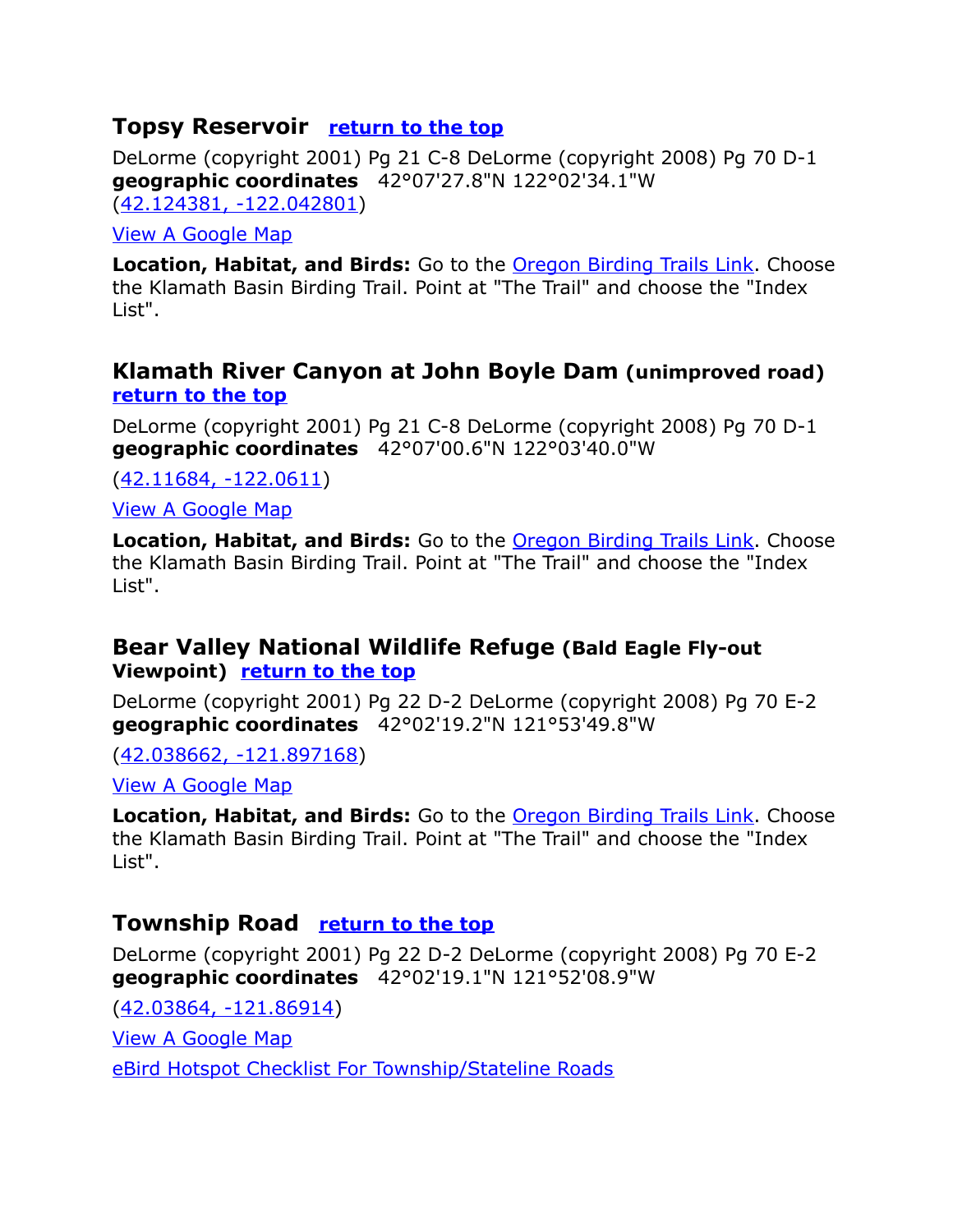## Topsy Reservoir   return to the top

DeLorme (copyright 2001) Pg 21 C-8 DeLorme (copyright 2008) Pg 70 D-1 **geographic coordinates**   42°07'27.8"N 122°02'34.1"W (42.124381, -122.042801)

View A Google Map

**Location, Habitat, and Birds:** Go to the Oregon Birding Trails Link. Choose the Klamath Basin Birding Trail. Point at "The Trail" and choose the "Index List".

## Klamath River Canyon at John Boyle Dam (unimproved road) return to the top

DeLorme (copyright 2001) Pg 21 C-8 DeLorme (copyright 2008) Pg 70 D-1 **geographic coordinates**   42°07'00.6"N 122°03'40.0"W

(42.11684, -122.0611)

View A Google Map

**Location, Habitat, and Birds:** Go to the Oregon Birding Trails Link. Choose the Klamath Basin Birding Trail. Point at "The Trail" and choose the "Index List".

## Bear Valley National Wildlife Refuge (Bald Eagle Fly-out Viewpoint)   return to the top

DeLorme (copyright 2001) Pg 22 D-2 DeLorme (copyright 2008) Pg 70 E-2 **geographic coordinates**   42°02'19.2"N 121°53'49.8"W

(42.038662, -121.897168)

View A Google Map

**Location, Habitat, and Birds:** Go to the Oregon Birding Trails Link. Choose the Klamath Basin Birding Trail. Point at "The Trail" and choose the "Index List".

## Township Road   return to the top

DeLorme (copyright 2001) Pg 22 D-2 DeLorme (copyright 2008) Pg 70 E-2 **geographic coordinates**   42°02'19.1"N 121°52'08.9"W

(42.03864, -121.86914)

View A Google Map

eBird Hotspot Checklist For Township/Stateline Roads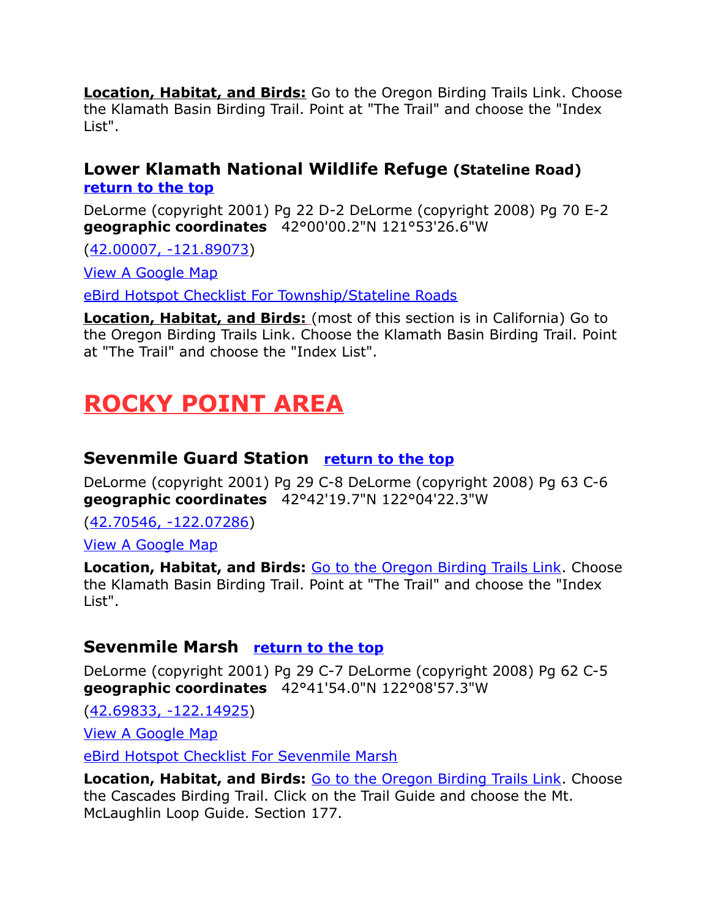**Location, Habitat, and Birds:** Go to the Oregon Birding Trails Link. Choose the Klamath Basin Birding Trail. Point at "The Trail" and choose the "Index List".

### Lower Klamath National Wildlife Refuge (Stateline Road)

**return to the top**

DeLorme (copyright 2001) Pg 22 D-2 DeLorme (copyright 2008) Pg 70 E-2
**geographic coordinates** 42°00'00.2"N 121°53'26.6"W

(42.00007, -121.89073)

View A Google Map

eBird Hotspot Checklist For Township/Stateline Roads

**Location, Habitat, and Birds:** (most of this section is in California) Go to the Oregon Birding Trails Link. Choose the Klamath Basin Birding Trail. Point at "The Trail" and choose the "Index List".

## ROCKY POINT AREA

### Sevenmile Guard Station

**return to the top**

DeLorme (copyright 2001) Pg 29 C-8 DeLorme (copyright 2008) Pg 63 C-6
**geographic coordinates** 42°42'19.7"N 122°04'22.3"W

(42.70546, -122.07286)

View A Google Map

**Location, Habitat, and Birds:** Go to the Oregon Birding Trails Link. Choose the Klamath Basin Birding Trail. Point at "The Trail" and choose the "Index List".

### Sevenmile Marsh

**return to the top**

DeLorme (copyright 2001) Pg 29 C-7 DeLorme (copyright 2008) Pg 62 C-5
**geographic coordinates** 42°41'54.0"N 122°08'57.3"W

(42.69833, -122.14925)

View A Google Map

eBird Hotspot Checklist For Sevenmile Marsh

**Location, Habitat, and Birds:** Go to the Oregon Birding Trails Link. Choose the Cascades Birding Trail. Click on the Trail Guide and choose the Mt. McLaughlin Loop Guide. Section 177.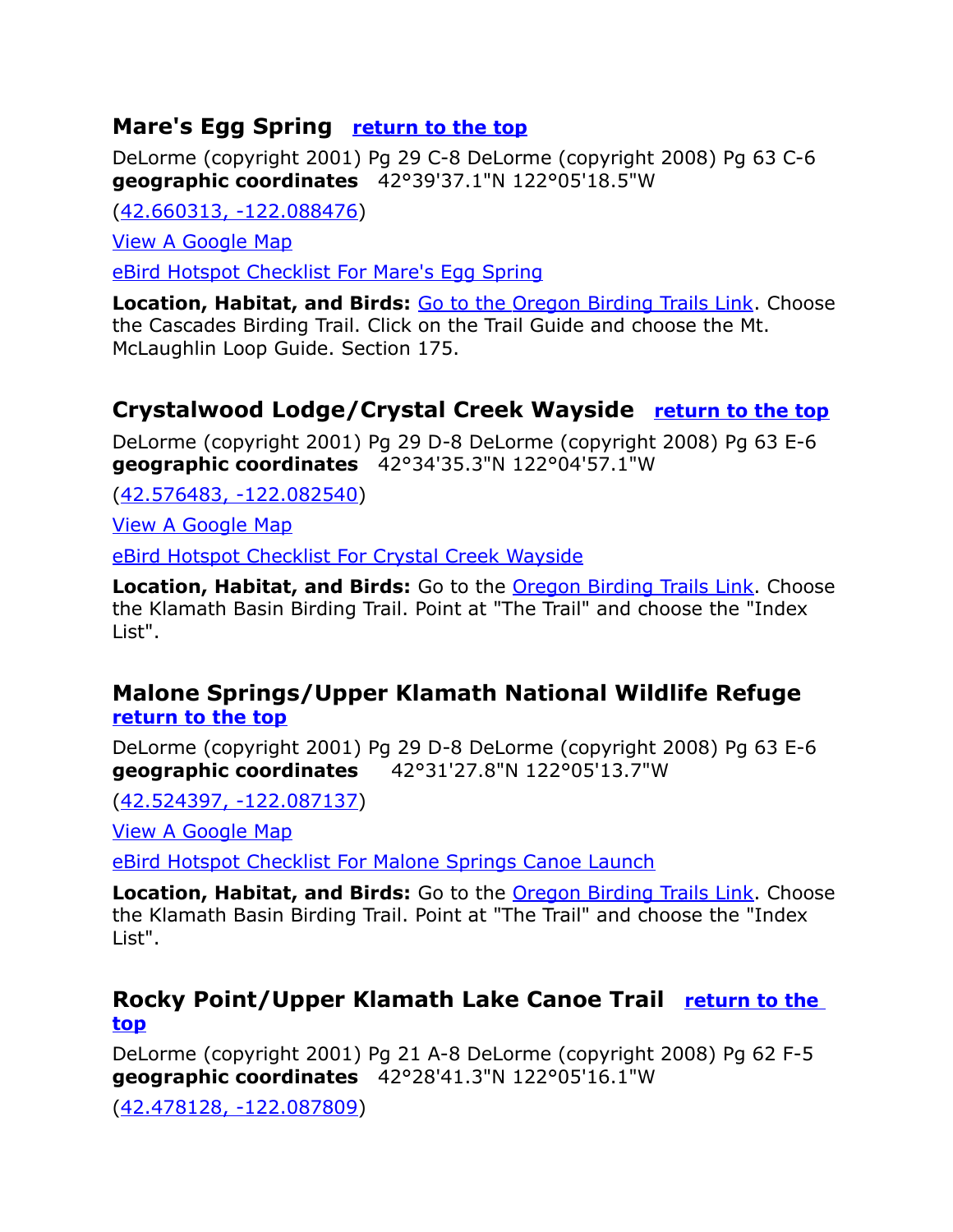## Mare's Egg Spring [return to the top]

DeLorme (copyright 2001) Pg 29 C-8 DeLorme (copyright 2008) Pg 63 C-6
**geographic coordinates** 42°39'37.1"N 122°05'18.5"W

(42.660313, -122.088476)

View A Google Map

eBird Hotspot Checklist For Mare's Egg Spring

**Location, Habitat, and Birds:** Go to the Oregon Birding Trails Link. Choose the Cascades Birding Trail. Click on the Trail Guide and choose the Mt. McLaughlin Loop Guide. Section 175.

## Crystalwood Lodge/Crystal Creek Wayside [return to the top]

DeLorme (copyright 2001) Pg 29 D-8 DeLorme (copyright 2008) Pg 63 E-6
**geographic coordinates** 42°34'35.3"N 122°04'57.1"W

(42.576483, -122.082540)

View A Google Map

eBird Hotspot Checklist For Crystal Creek Wayside

**Location, Habitat, and Birds:** Go to the Oregon Birding Trails Link. Choose the Klamath Basin Birding Trail. Point at "The Trail" and choose the "Index List".

## Malone Springs/Upper Klamath National Wildlife Refuge [return to the top]

DeLorme (copyright 2001) Pg 29 D-8 DeLorme (copyright 2008) Pg 63 E-6
**geographic coordinates** 42°31'27.8"N 122°05'13.7"W

(42.524397, -122.087137)

View A Google Map

eBird Hotspot Checklist For Malone Springs Canoe Launch

**Location, Habitat, and Birds:** Go to the Oregon Birding Trails Link. Choose the Klamath Basin Birding Trail. Point at "The Trail" and choose the "Index List".

## Rocky Point/Upper Klamath Lake Canoe Trail [return to the top]

DeLorme (copyright 2001) Pg 21 A-8 DeLorme (copyright 2008) Pg 62 F-5
**geographic coordinates** 42°28'41.3"N 122°05'16.1"W

(42.478128, -122.087809)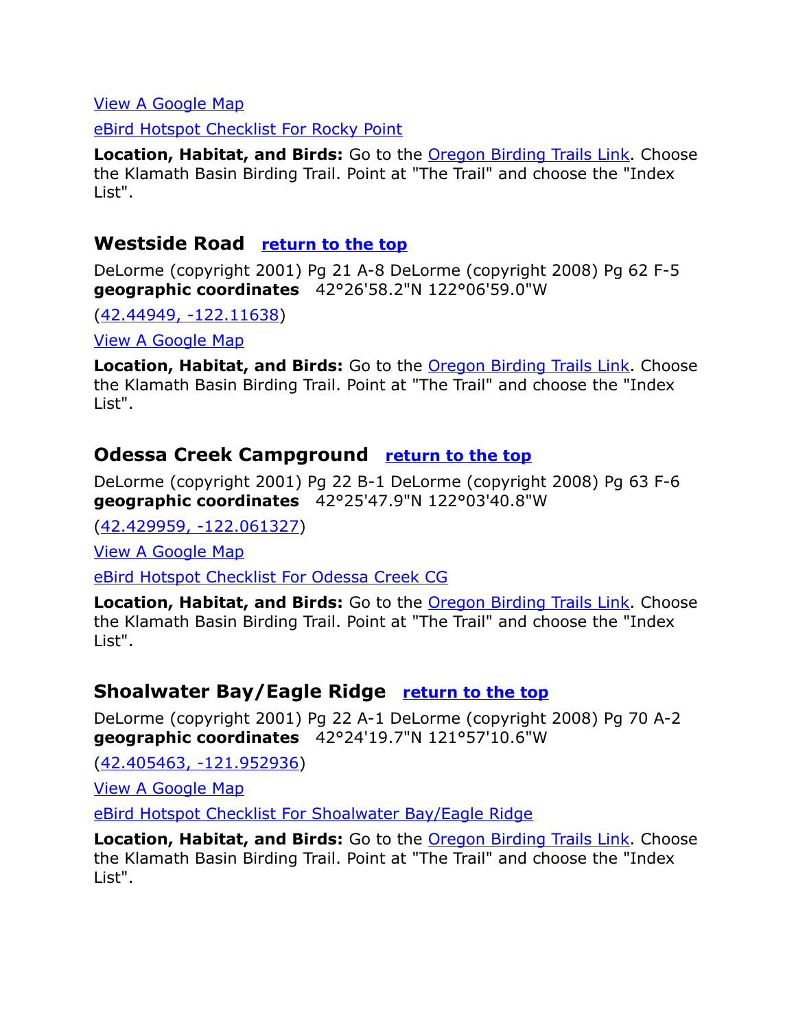View A Google Map

eBird Hotspot Checklist For Rocky Point

**Location, Habitat, and Birds:** Go to the Oregon Birding Trails Link. Choose the Klamath Basin Birding Trail. Point at "The Trail" and choose the "Index List".

## Westside Road return to the top

DeLorme (copyright 2001) Pg 21 A-8 DeLorme (copyright 2008) Pg 62 F-5
**geographic coordinates** 42°26'58.2"N 122°06'59.0"W

(42.44949, -122.11638)

View A Google Map

**Location, Habitat, and Birds:** Go to the Oregon Birding Trails Link. Choose the Klamath Basin Birding Trail. Point at "The Trail" and choose the "Index List".

## Odessa Creek Campground return to the top

DeLorme (copyright 2001) Pg 22 B-1 DeLorme (copyright 2008) Pg 63 F-6
**geographic coordinates** 42°25'47.9"N 122°03'40.8"W

(42.429959, -122.061327)

View A Google Map

eBird Hotspot Checklist For Odessa Creek CG

**Location, Habitat, and Birds:** Go to the Oregon Birding Trails Link. Choose the Klamath Basin Birding Trail. Point at "The Trail" and choose the "Index List".

## Shoalwater Bay/Eagle Ridge return to the top

DeLorme (copyright 2001) Pg 22 A-1 DeLorme (copyright 2008) Pg 70 A-2
**geographic coordinates** 42°24'19.7"N 121°57'10.6"W

(42.405463, -121.952936)

View A Google Map

eBird Hotspot Checklist For Shoalwater Bay/Eagle Ridge

**Location, Habitat, and Birds:** Go to the Oregon Birding Trails Link. Choose the Klamath Basin Birding Trail. Point at "The Trail" and choose the "Index List".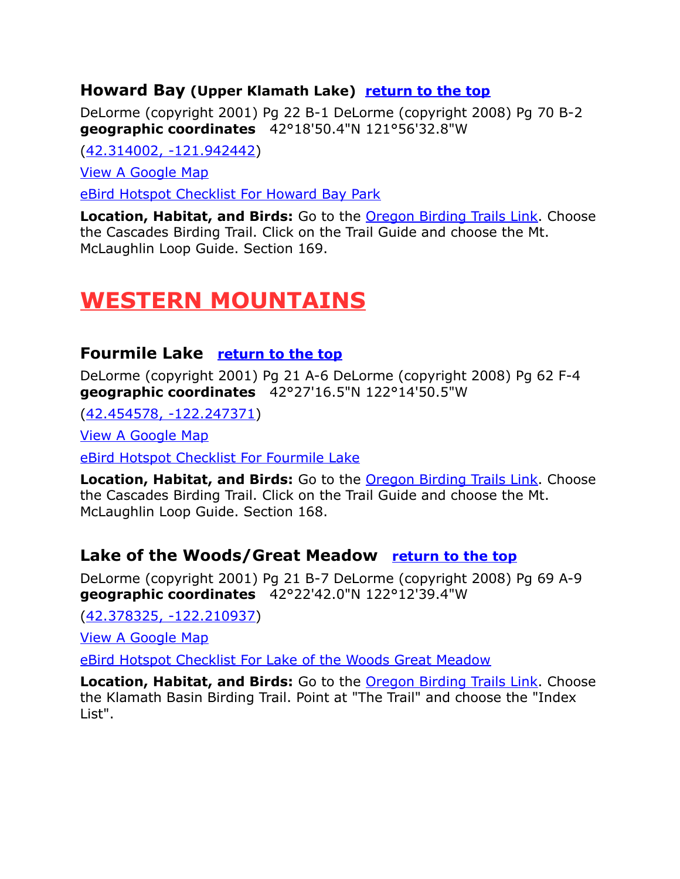### Howard Bay (Upper Klamath Lake) return to the top

DeLorme (copyright 2001) Pg 22 B-1 DeLorme (copyright 2008) Pg 70 B-2
**geographic coordinates** 42°18'50.4"N 121°56'32.8"W

(42.314002, -121.942442)

View A Google Map

eBird Hotspot Checklist For Howard Bay Park

**Location, Habitat, and Birds:** Go to the Oregon Birding Trails Link. Choose the Cascades Birding Trail. Click on the Trail Guide and choose the Mt. McLaughlin Loop Guide. Section 169.

# WESTERN MOUNTAINS

### Fourmile Lake return to the top

DeLorme (copyright 2001) Pg 21 A-6 DeLorme (copyright 2008) Pg 62 F-4
**geographic coordinates** 42°27'16.5"N 122°14'50.5"W

(42.454578, -122.247371)

View A Google Map

eBird Hotspot Checklist For Fourmile Lake

**Location, Habitat, and Birds:** Go to the Oregon Birding Trails Link. Choose the Cascades Birding Trail. Click on the Trail Guide and choose the Mt. McLaughlin Loop Guide. Section 168.

### Lake of the Woods/Great Meadow return to the top

DeLorme (copyright 2001) Pg 21 B-7 DeLorme (copyright 2008) Pg 69 A-9
**geographic coordinates** 42°22'42.0"N 122°12'39.4"W

(42.378325, -122.210937)

View A Google Map

eBird Hotspot Checklist For Lake of the Woods Great Meadow

**Location, Habitat, and Birds:** Go to the Oregon Birding Trails Link. Choose the Klamath Basin Birding Trail. Point at "The Trail" and choose the "Index List".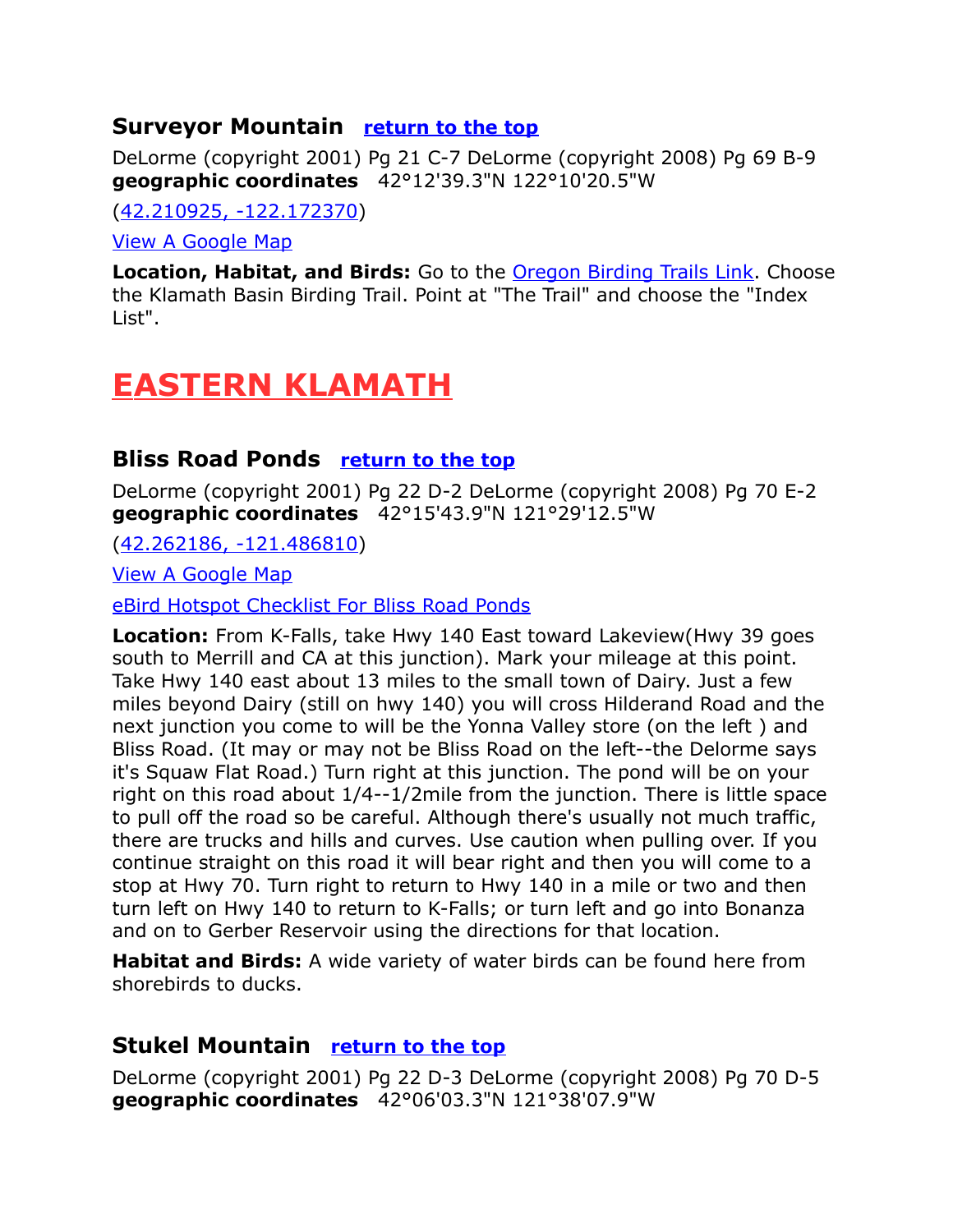### Surveyor Mountain [return to the top]

DeLorme (copyright 2001) Pg 21 C-7 DeLorme (copyright 2008) Pg 69 B-9 **geographic coordinates** 42°12'39.3"N 122°10'20.5"W

(42.210925, -122.172370)

View A Google Map

**Location, Habitat, and Birds:** Go to the Oregon Birding Trails Link. Choose the Klamath Basin Birding Trail. Point at "The Trail" and choose the "Index List".

## EASTERN KLAMATH

### Bliss Road Ponds [return to the top]

DeLorme (copyright 2001) Pg 22 D-2 DeLorme (copyright 2008) Pg 70 E-2 **geographic coordinates** 42°15'43.9"N 121°29'12.5"W

(42.262186, -121.486810)

View A Google Map

eBird Hotspot Checklist For Bliss Road Ponds

**Location:** From K-Falls, take Hwy 140 East toward Lakeview(Hwy 39 goes south to Merrill and CA at this junction). Mark your mileage at this point. Take Hwy 140 east about 13 miles to the small town of Dairy. Just a few miles beyond Dairy (still on hwy 140) you will cross Hilderand Road and the next junction you come to will be the Yonna Valley store (on the left ) and Bliss Road. (It may or may not be Bliss Road on the left--the Delorme says it's Squaw Flat Road.) Turn right at this junction. The pond will be on your right on this road about 1/4--1/2mile from the junction. There is little space to pull off the road so be careful. Although there's usually not much traffic, there are trucks and hills and curves. Use caution when pulling over. If you continue straight on this road it will bear right and then you will come to a stop at Hwy 70. Turn right to return to Hwy 140 in a mile or two and then turn left on Hwy 140 to return to K-Falls; or turn left and go into Bonanza and on to Gerber Reservoir using the directions for that location.

**Habitat and Birds:** A wide variety of water birds can be found here from shorebirds to ducks.

### Stukel Mountain [return to the top]

DeLorme (copyright 2001) Pg 22 D-3 DeLorme (copyright 2008) Pg 70 D-5 **geographic coordinates** 42°06'03.3"N 121°38'07.9"W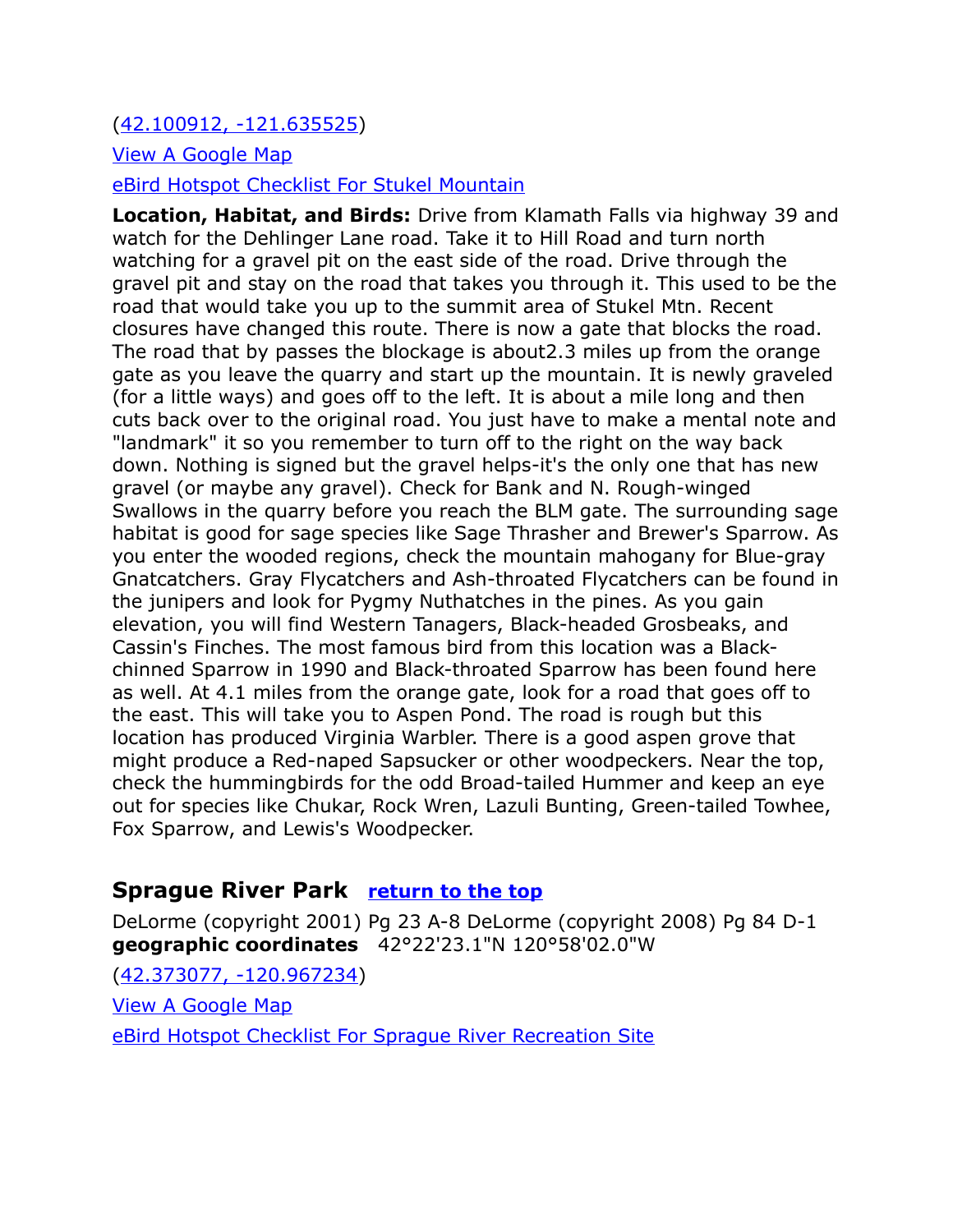([42.100912, -121.635525](#))

[View A Google Map](#)

[eBird Hotspot Checklist For Stukel Mountain](#)

**Location, Habitat, and Birds:** Drive from Klamath Falls via highway 39 and watch for the Dehlinger Lane road. Take it to Hill Road and turn north watching for a gravel pit on the east side of the road. Drive through the gravel pit and stay on the road that takes you through it. This used to be the road that would take you up to the summit area of Stukel Mtn. Recent closures have changed this route. There is now a gate that blocks the road. The road that by passes the blockage is about2.3 miles up from the orange gate as you leave the quarry and start up the mountain. It is newly graveled (for a little ways) and goes off to the left. It is about a mile long and then cuts back over to the original road. You just have to make a mental note and "landmark" it so you remember to turn off to the right on the way back down. Nothing is signed but the gravel helps-it's the only one that has new gravel (or maybe any gravel). Check for Bank and N. Rough-winged Swallows in the quarry before you reach the BLM gate. The surrounding sage habitat is good for sage species like Sage Thrasher and Brewer's Sparrow. As you enter the wooded regions, check the mountain mahogany for Blue-gray Gnatcatchers. Gray Flycatchers and Ash-throated Flycatchers can be found in the junipers and look for Pygmy Nuthatches in the pines. As you gain elevation, you will find Western Tanagers, Black-headed Grosbeaks, and Cassin's Finches. The most famous bird from this location was a Black-chinned Sparrow in 1990 and Black-throated Sparrow has been found here as well. At 4.1 miles from the orange gate, look for a road that goes off to the east. This will take you to Aspen Pond. The road is rough but this location has produced Virginia Warbler. There is a good aspen grove that might produce a Red-naped Sapsucker or other woodpeckers. Near the top, check the hummingbirds for the odd Broad-tailed Hummer and keep an eye out for species like Chukar, Rock Wren, Lazuli Bunting, Green-tailed Towhee, Fox Sparrow, and Lewis's Woodpecker.

## Sprague River Park [return to the top](#)

DeLorme (copyright 2001) Pg 23 A-8 DeLorme (copyright 2008) Pg 84 D-1
**geographic coordinates** 42°22'23.1"N 120°58'02.0"W

([42.373077, -120.967234](#))

[View A Google Map](#)

[eBird Hotspot Checklist For Sprague River Recreation Site](#)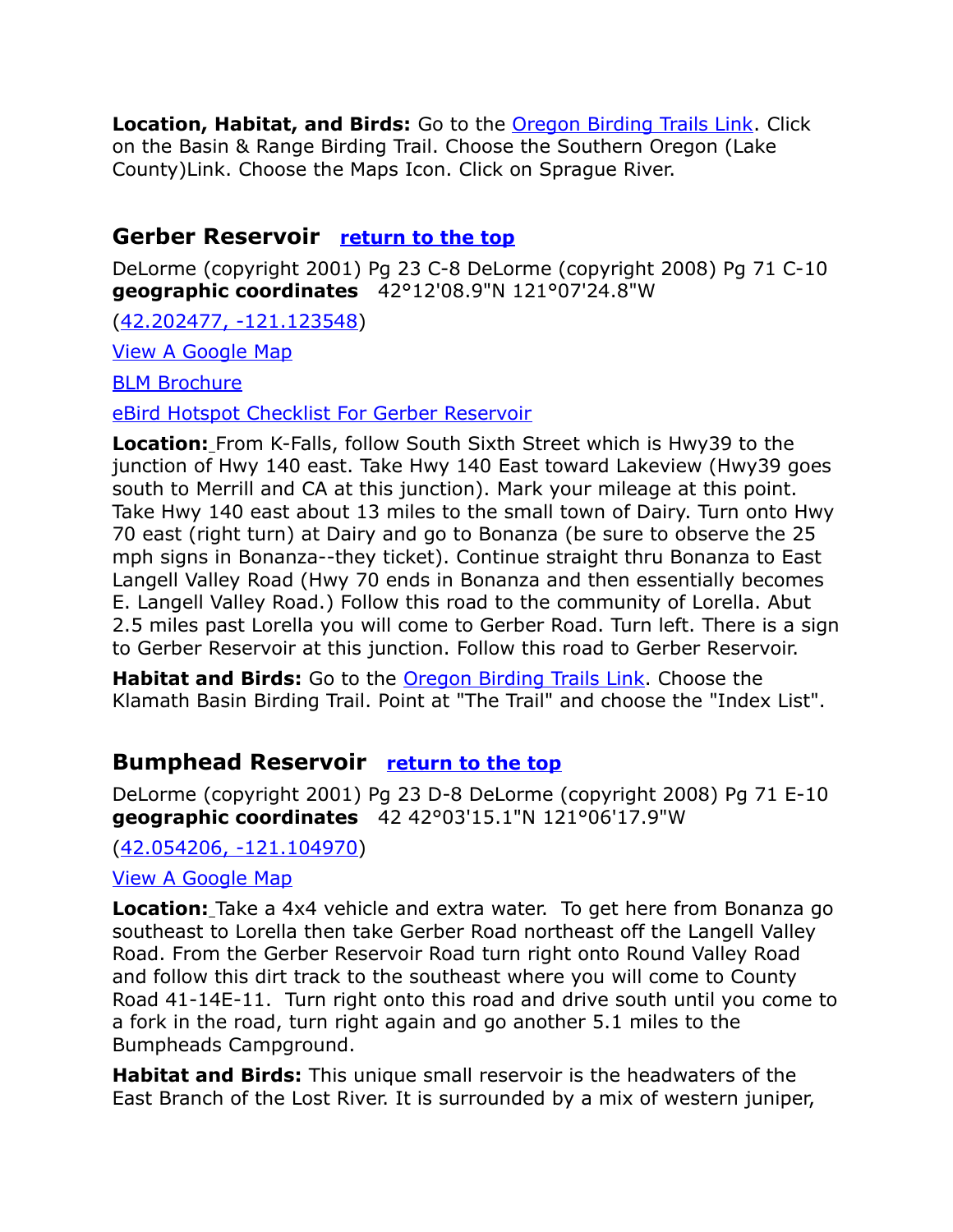**Location, Habitat, and Birds:** Go to the [Oregon Birding Trails Link](). Click on the Basin & Range Birding Trail. Choose the Southern Oregon (Lake County)Link. Choose the Maps Icon. Click on Sprague River.

## Gerber Reservoir [return to the top]()

DeLorme (copyright 2001) Pg 23 C-8 DeLorme (copyright 2008) Pg 71 C-10
**geographic coordinates** 42°12'08.9"N 121°07'24.8"W

([42.202477, -121.123548]())

[View A Google Map]()

[BLM Brochure]()

[eBird Hotspot Checklist For Gerber Reservoir]()

**Location:** From K-Falls, follow South Sixth Street which is Hwy39 to the junction of Hwy 140 east. Take Hwy 140 East toward Lakeview (Hwy39 goes south to Merrill and CA at this junction). Mark your mileage at this point. Take Hwy 140 east about 13 miles to the small town of Dairy. Turn onto Hwy 70 east (right turn) at Dairy and go to Bonanza (be sure to observe the 25 mph signs in Bonanza--they ticket). Continue straight thru Bonanza to East Langell Valley Road (Hwy 70 ends in Bonanza and then essentially becomes E. Langell Valley Road.) Follow this road to the community of Lorella. Abut 2.5 miles past Lorella you will come to Gerber Road. Turn left. There is a sign to Gerber Reservoir at this junction. Follow this road to Gerber Reservoir.

**Habitat and Birds:** Go to the [Oregon Birding Trails Link](). Choose the Klamath Basin Birding Trail. Point at "The Trail" and choose the "Index List".

## Bumphead Reservoir [return to the top]()

DeLorme (copyright 2001) Pg 23 D-8 DeLorme (copyright 2008) Pg 71 E-10
**geographic coordinates** 42 42°03'15.1"N 121°06'17.9"W

([42.054206, -121.104970]())

[View A Google Map]()

**Location:** Take a 4x4 vehicle and extra water. To get here from Bonanza go southeast to Lorella then take Gerber Road northeast off the Langell Valley Road. From the Gerber Reservoir Road turn right onto Round Valley Road and follow this dirt track to the southeast where you will come to County Road 41-14E-11. Turn right onto this road and drive south until you come to a fork in the road, turn right again and go another 5.1 miles to the Bumpheads Campground.

**Habitat and Birds:** This unique small reservoir is the headwaters of the East Branch of the Lost River. It is surrounded by a mix of western juniper,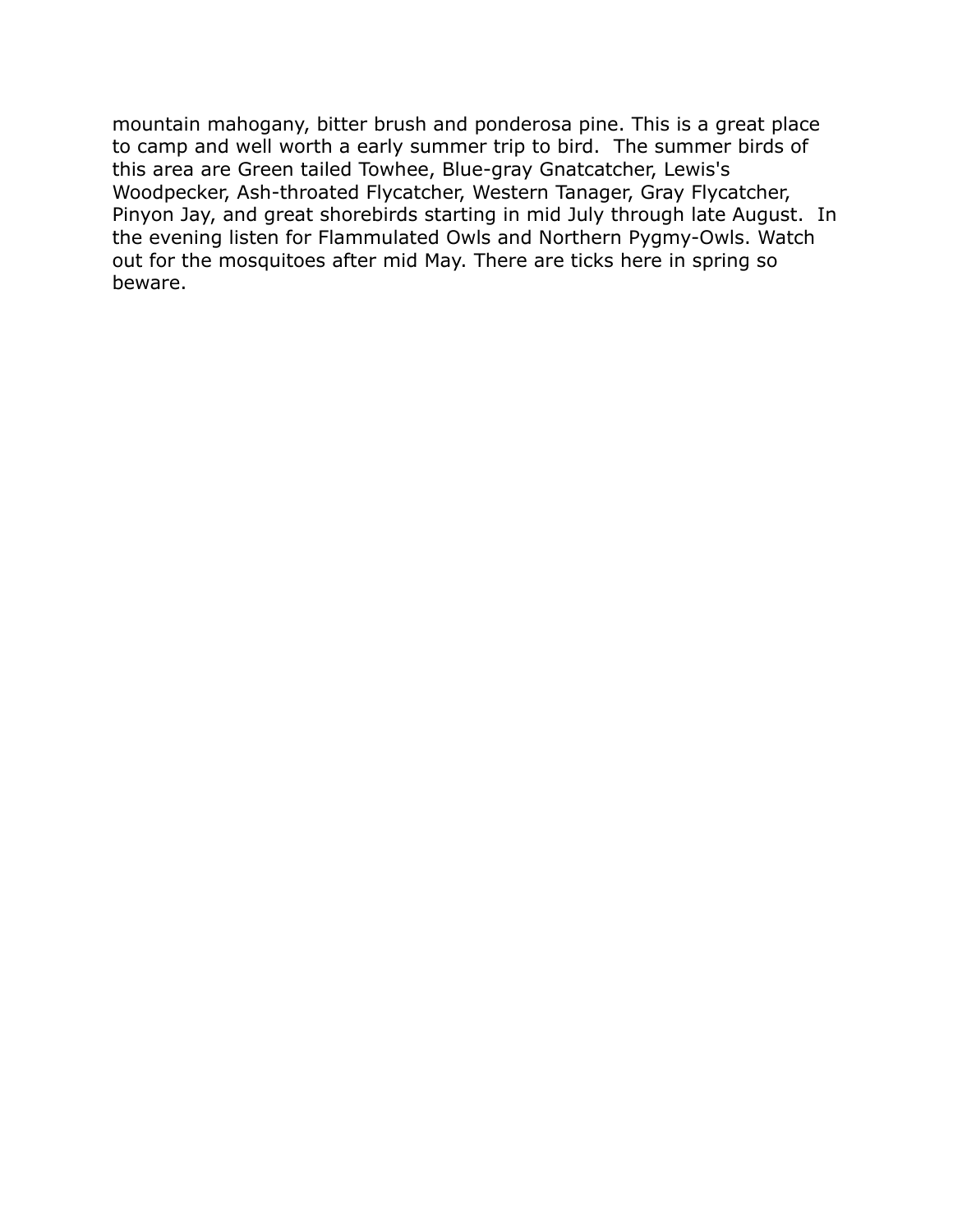mountain mahogany, bitter brush and ponderosa pine. This is a great place to camp and well worth a early summer trip to bird. The summer birds of this area are Green tailed Towhee, Blue-gray Gnatcatcher, Lewis's Woodpecker, Ash-throated Flycatcher, Western Tanager, Gray Flycatcher, Pinyon Jay, and great shorebirds starting in mid July through late August. In the evening listen for Flammulated Owls and Northern Pygmy-Owls. Watch out for the mosquitoes after mid May. There are ticks here in spring so beware.